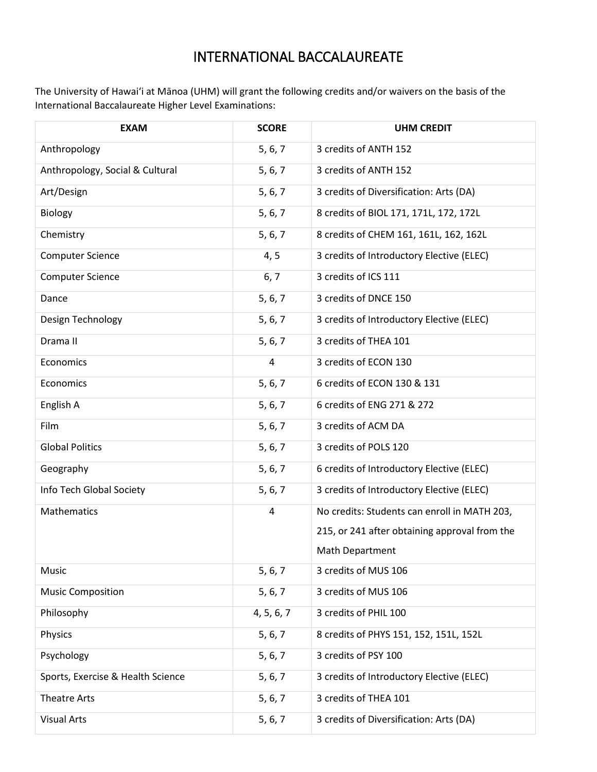# INTERNATIONAL BACCALAUREATE

The University of Hawaiʻi at Mānoa (UHM) will grant the following credits and/or waivers on the basis of the International Baccalaureate Higher Level Examinations:

| EXAM | SCORE | UHM CREDIT |
|---|---|---|
| Anthropology | 5, 6, 7 | 3 credits of ANTH 152 |
| Anthropology, Social & Cultural | 5, 6, 7 | 3 credits of ANTH 152 |
| Art/Design | 5, 6, 7 | 3 credits of Diversification: Arts (DA) |
| Biology | 5, 6, 7 | 8 credits of BIOL 171, 171L, 172, 172L |
| Chemistry | 5, 6, 7 | 8 credits of CHEM 161, 161L, 162, 162L |
| Computer Science | 4, 5 | 3 credits of Introductory Elective (ELEC) |
| Computer Science | 6, 7 | 3 credits of ICS 111 |
| Dance | 5, 6, 7 | 3 credits of DNCE 150 |
| Design Technology | 5, 6, 7 | 3 credits of Introductory Elective (ELEC) |
| Drama II | 5, 6, 7 | 3 credits of THEA 101 |
| Economics | 4 | 3 credits of ECON 130 |
| Economics | 5, 6, 7 | 6 credits of ECON 130 & 131 |
| English A | 5, 6, 7 | 6 credits of ENG 271 & 272 |
| Film | 5, 6, 7 | 3 credits of ACM DA |
| Global Politics | 5, 6, 7 | 3 credits of POLS 120 |
| Geography | 5, 6, 7 | 6 credits of Introductory Elective (ELEC) |
| Info Tech Global Society | 5, 6, 7 | 3 credits of Introductory Elective (ELEC) |
| Mathematics | 4 | No credits: Students can enroll in MATH 203, 215, or 241 after obtaining approval from the Math Department |
| Music | 5, 6, 7 | 3 credits of MUS 106 |
| Music Composition | 5, 6, 7 | 3 credits of MUS 106 |
| Philosophy | 4, 5, 6, 7 | 3 credits of PHIL 100 |
| Physics | 5, 6, 7 | 8 credits of PHYS 151, 152, 151L, 152L |
| Psychology | 5, 6, 7 | 3 credits of PSY 100 |
| Sports, Exercise & Health Science | 5, 6, 7 | 3 credits of Introductory Elective (ELEC) |
| Theatre Arts | 5, 6, 7 | 3 credits of THEA 101 |
| Visual Arts | 5, 6, 7 | 3 credits of Diversification: Arts (DA) |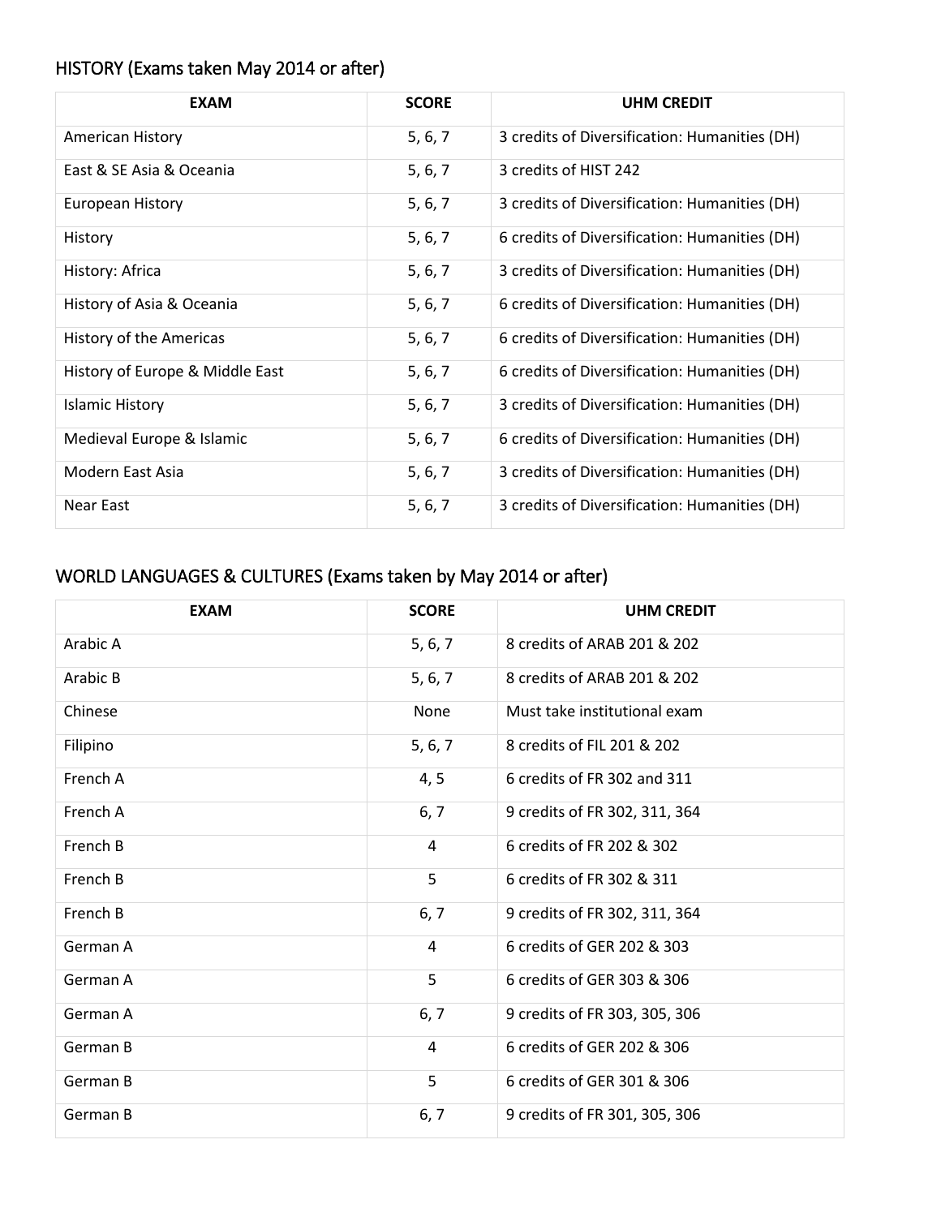## HISTORY (Exams taken May 2014 or after)

| EXAM | SCORE | UHM CREDIT |
|---|---|---|
| American History | 5, 6, 7 | 3 credits of Diversification: Humanities (DH) |
| East & SE Asia & Oceania | 5, 6, 7 | 3 credits of HIST 242 |
| European History | 5, 6, 7 | 3 credits of Diversification: Humanities (DH) |
| History | 5, 6, 7 | 6 credits of Diversification: Humanities (DH) |
| History: Africa | 5, 6, 7 | 3 credits of Diversification: Humanities (DH) |
| History of Asia & Oceania | 5, 6, 7 | 6 credits of Diversification: Humanities (DH) |
| History of the Americas | 5, 6, 7 | 6 credits of Diversification: Humanities (DH) |
| History of Europe & Middle East | 5, 6, 7 | 6 credits of Diversification: Humanities (DH) |
| Islamic History | 5, 6, 7 | 3 credits of Diversification: Humanities (DH) |
| Medieval Europe & Islamic | 5, 6, 7 | 6 credits of Diversification: Humanities (DH) |
| Modern East Asia | 5, 6, 7 | 3 credits of Diversification: Humanities (DH) |
| Near East | 5, 6, 7 | 3 credits of Diversification: Humanities (DH) |

## WORLD LANGUAGES & CULTURES (Exams taken by May 2014 or after)

| EXAM | SCORE | UHM CREDIT |
|---|---|---|
| Arabic A | 5, 6, 7 | 8 credits of ARAB 201 & 202 |
| Arabic B | 5, 6, 7 | 8 credits of ARAB 201 & 202 |
| Chinese | None | Must take institutional exam |
| Filipino | 5, 6, 7 | 8 credits of FIL 201 & 202 |
| French A | 4, 5 | 6 credits of FR 302 and 311 |
| French A | 6, 7 | 9 credits of FR 302, 311, 364 |
| French B | 4 | 6 credits of FR 202 & 302 |
| French B | 5 | 6 credits of FR 302 & 311 |
| French B | 6, 7 | 9 credits of FR 302, 311, 364 |
| German A | 4 | 6 credits of GER 202 & 303 |
| German A | 5 | 6 credits of GER 303 & 306 |
| German A | 6, 7 | 9 credits of FR 303, 305, 306 |
| German B | 4 | 6 credits of GER 202 & 306 |
| German B | 5 | 6 credits of GER 301 & 306 |
| German B | 6, 7 | 9 credits of FR 301, 305, 306 |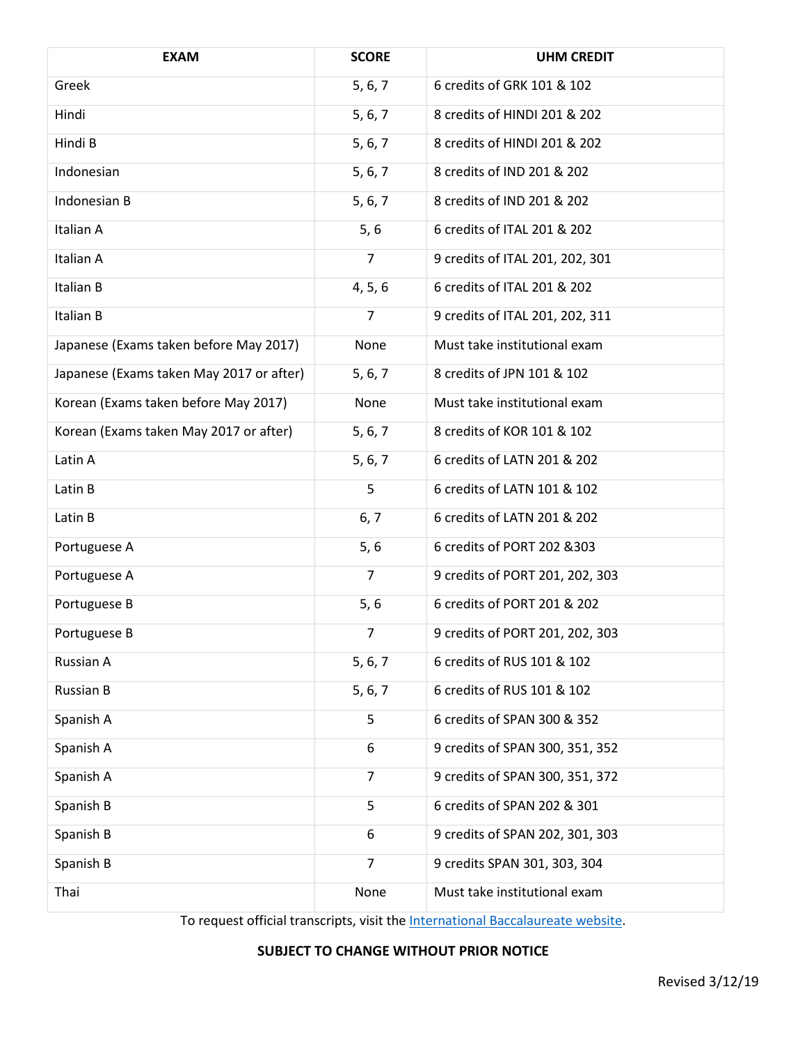| EXAM | SCORE | UHM CREDIT |
|---|---|---|
| Greek | 5, 6, 7 | 6 credits of GRK 101 & 102 |
| Hindi | 5, 6, 7 | 8 credits of HINDI 201 & 202 |
| Hindi B | 5, 6, 7 | 8 credits of HINDI 201 & 202 |
| Indonesian | 5, 6, 7 | 8 credits of IND 201 & 202 |
| Indonesian B | 5, 6, 7 | 8 credits of IND 201 & 202 |
| Italian A | 5, 6 | 6 credits of ITAL 201 & 202 |
| Italian A | 7 | 9 credits of ITAL 201, 202, 301 |
| Italian B | 4, 5, 6 | 6 credits of ITAL 201 & 202 |
| Italian B | 7 | 9 credits of ITAL 201, 202, 311 |
| Japanese (Exams taken before May 2017) | None | Must take institutional exam |
| Japanese (Exams taken May 2017 or after) | 5, 6, 7 | 8 credits of JPN 101 & 102 |
| Korean (Exams taken before May 2017) | None | Must take institutional exam |
| Korean (Exams taken May 2017 or after) | 5, 6, 7 | 8 credits of KOR 101 & 102 |
| Latin A | 5, 6, 7 | 6 credits of LATN 201 & 202 |
| Latin B | 5 | 6 credits of LATN 101 & 102 |
| Latin B | 6, 7 | 6 credits of LATN 201 & 202 |
| Portuguese A | 5, 6 | 6 credits of PORT 202 &303 |
| Portuguese A | 7 | 9 credits of PORT 201, 202, 303 |
| Portuguese B | 5, 6 | 6 credits of PORT 201 & 202 |
| Portuguese B | 7 | 9 credits of PORT 201, 202, 303 |
| Russian A | 5, 6, 7 | 6 credits of RUS 101 & 102 |
| Russian B | 5, 6, 7 | 6 credits of RUS 101 & 102 |
| Spanish A | 5 | 6 credits of SPAN 300 & 352 |
| Spanish A | 6 | 9 credits of SPAN 300, 351, 352 |
| Spanish A | 7 | 9 credits of SPAN 300, 351, 372 |
| Spanish B | 5 | 6 credits of SPAN 202 & 301 |
| Spanish B | 6 | 9 credits of SPAN 202, 301, 303 |
| Spanish B | 7 | 9 credits SPAN 301, 303, 304 |
| Thai | None | Must take institutional exam |

To request official transcripts, visit the [International Baccalaureate website](https://www.ibo.org).

**SUBJECT TO CHANGE WITHOUT PRIOR NOTICE**

Revised 3/12/19